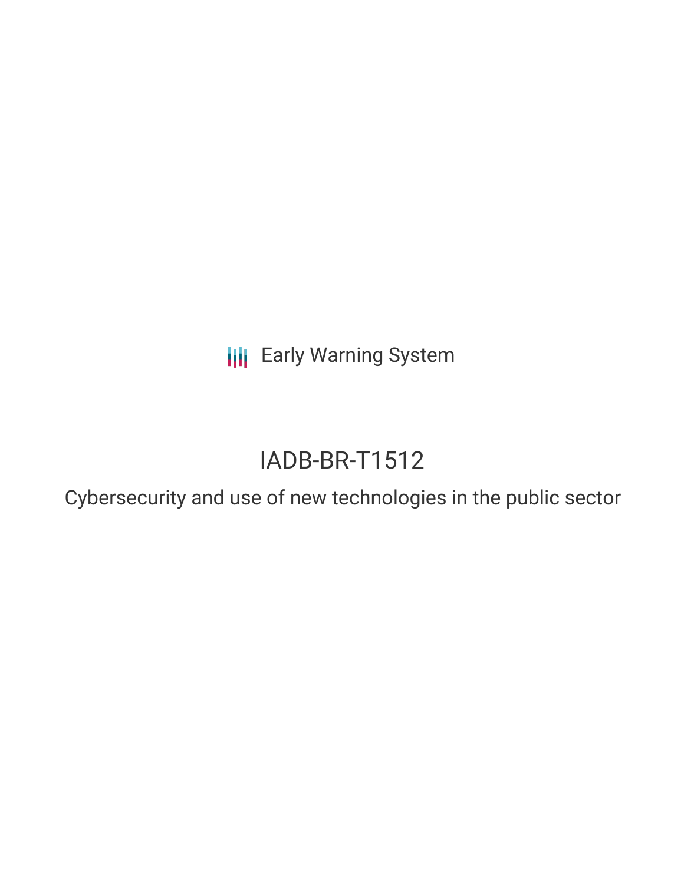Early Warning System

# IADB-BR-T1512

## Cybersecurity and use of new technologies in the public sector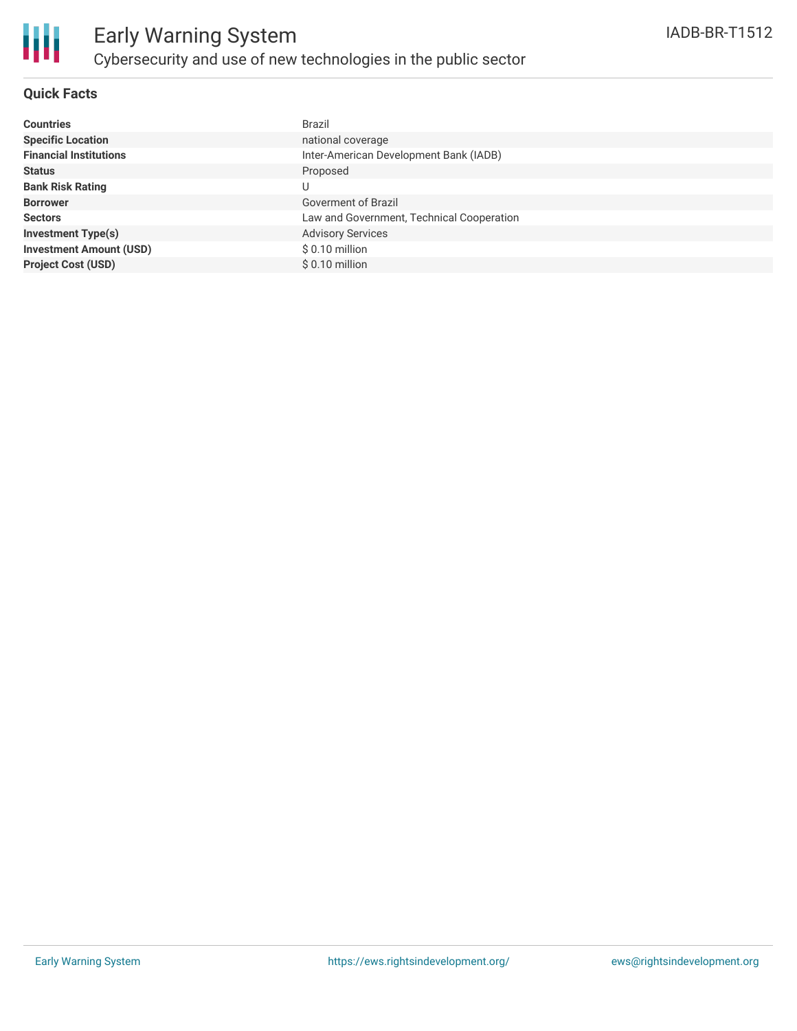# Early Warning System

## Cybersecurity and use of new technologies in the public sector

IADB-BR-T1512

### Quick Facts

| | |
|---|---|
| **Countries** | Brazil |
| **Specific Location** | national coverage |
| **Financial Institutions** | Inter-American Development Bank (IADB) |
| **Status** | Proposed |
| **Bank Risk Rating** | U |
| **Borrower** | Goverment of Brazil |
| **Sectors** | Law and Government, Technical Cooperation |
| **Investment Type(s)** | Advisory Services |
| **Investment Amount (USD)** | $ 0.10 million |
| **Project Cost (USD)** | $ 0.10 million |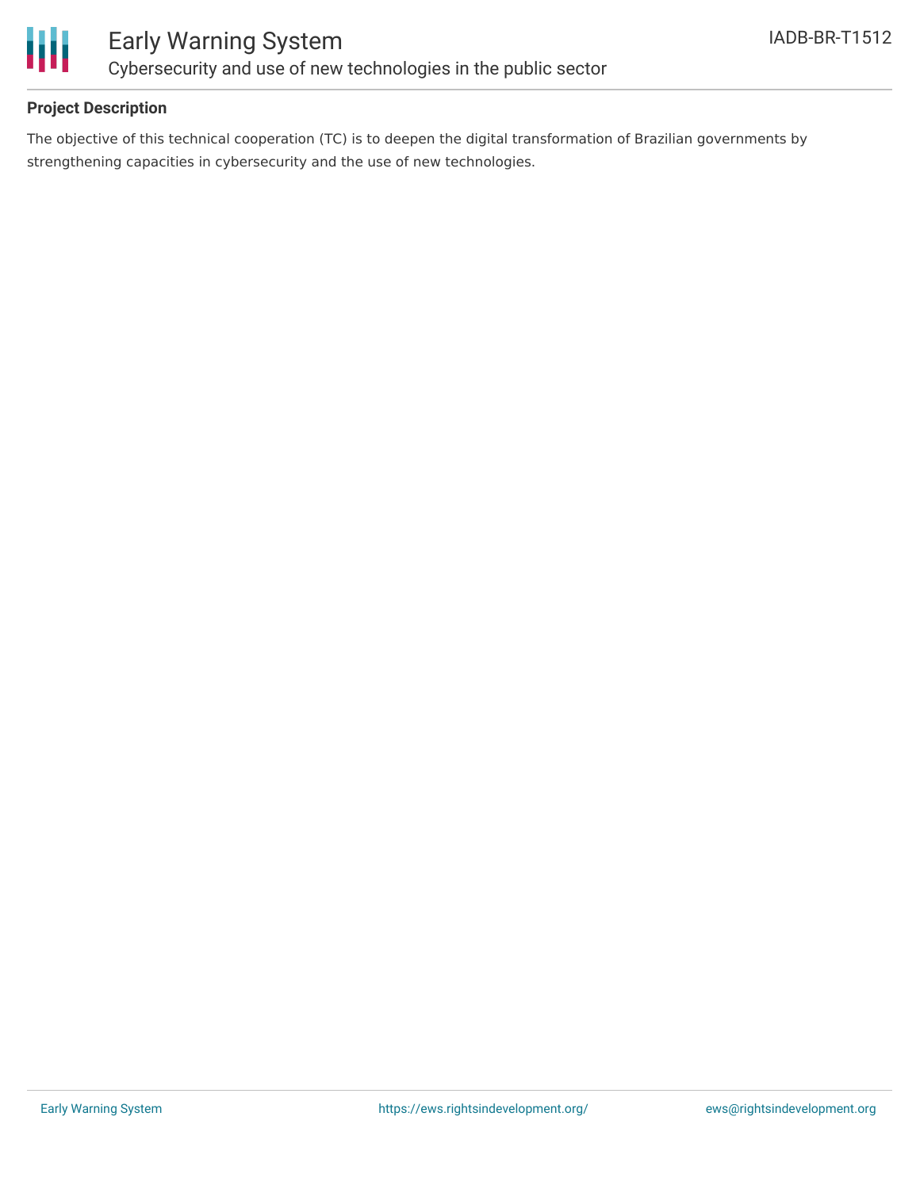## Project Description

The objective of this technical cooperation (TC) is to deepen the digital transformation of Brazilian governments by strengthening capacities in cybersecurity and the use of new technologies.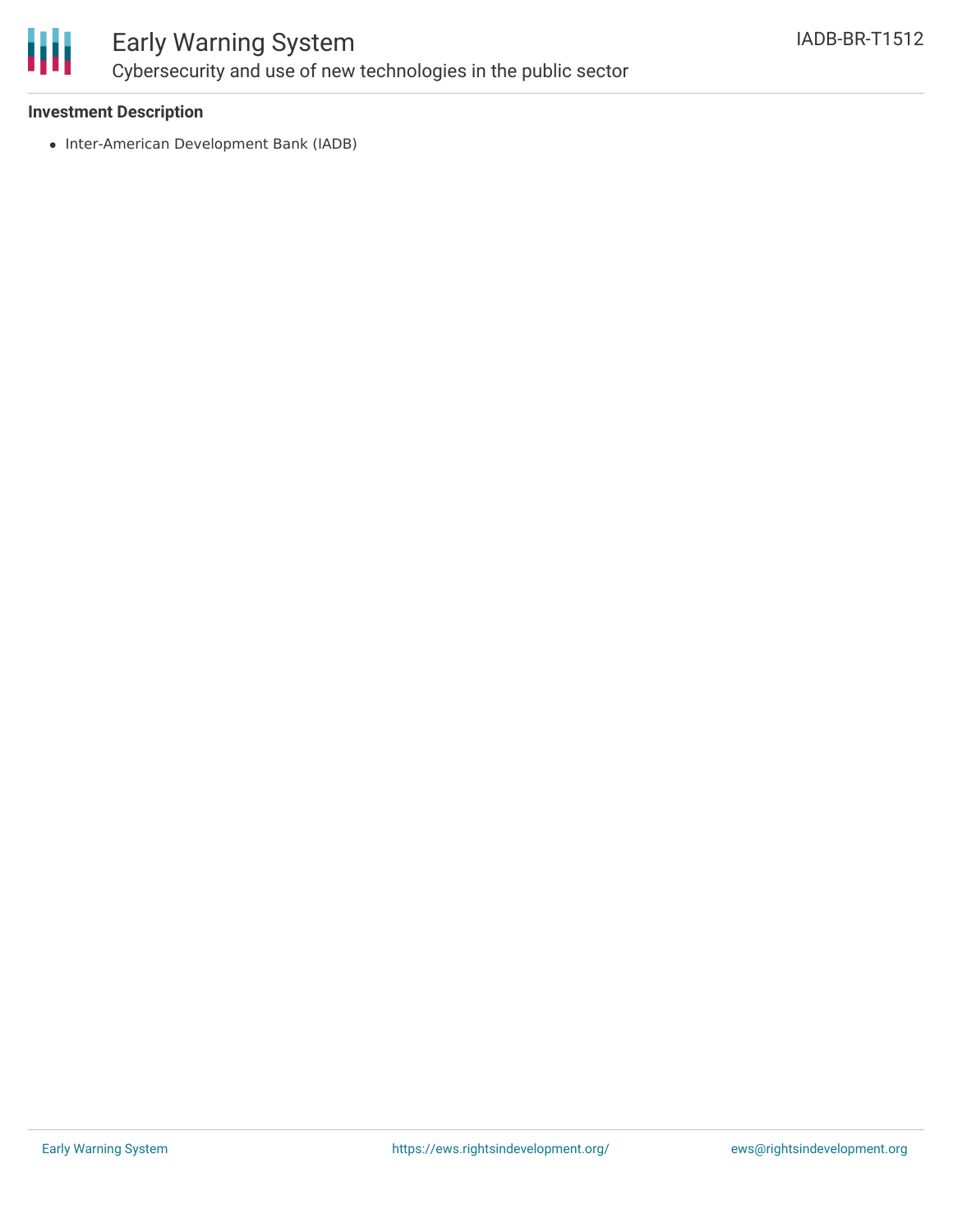**Investment Description**

- Inter-American Development Bank (IADB)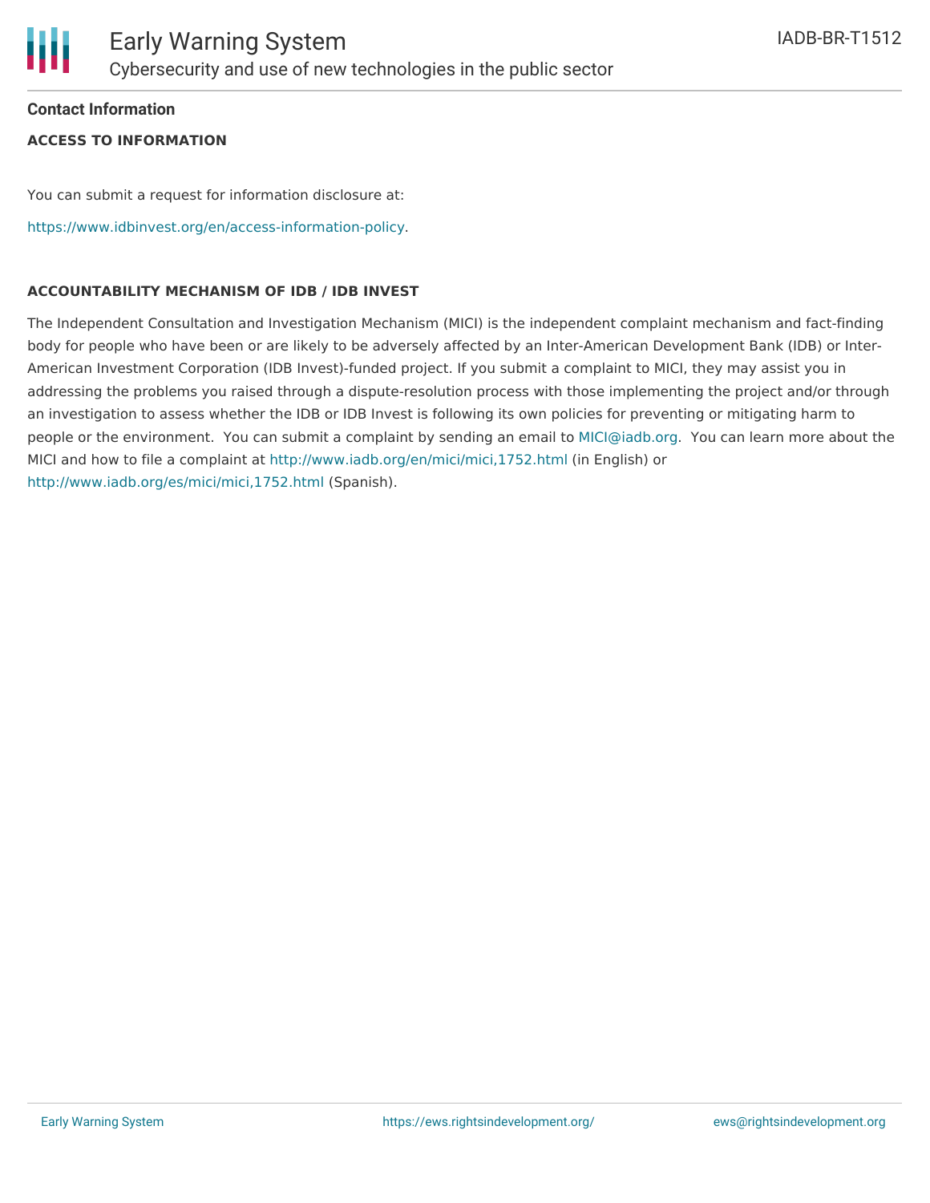## Contact Information

### ACCESS TO INFORMATION

You can submit a request for information disclosure at:

https://www.idbinvest.org/en/access-information-policy.

### ACCOUNTABILITY MECHANISM OF IDB / IDB INVEST

The Independent Consultation and Investigation Mechanism (MICI) is the independent complaint mechanism and fact-finding body for people who have been or are likely to be adversely affected by an Inter-American Development Bank (IDB) or Inter-American Investment Corporation (IDB Invest)-funded project. If you submit a complaint to MICI, they may assist you in addressing the problems you raised through a dispute-resolution process with those implementing the project and/or through an investigation to assess whether the IDB or IDB Invest is following its own policies for preventing or mitigating harm to people or the environment. You can submit a complaint by sending an email to MICI@iadb.org. You can learn more about the MICI and how to file a complaint at http://www.iadb.org/en/mici/mici,1752.html (in English) or http://www.iadb.org/es/mici/mici,1752.html (Spanish).